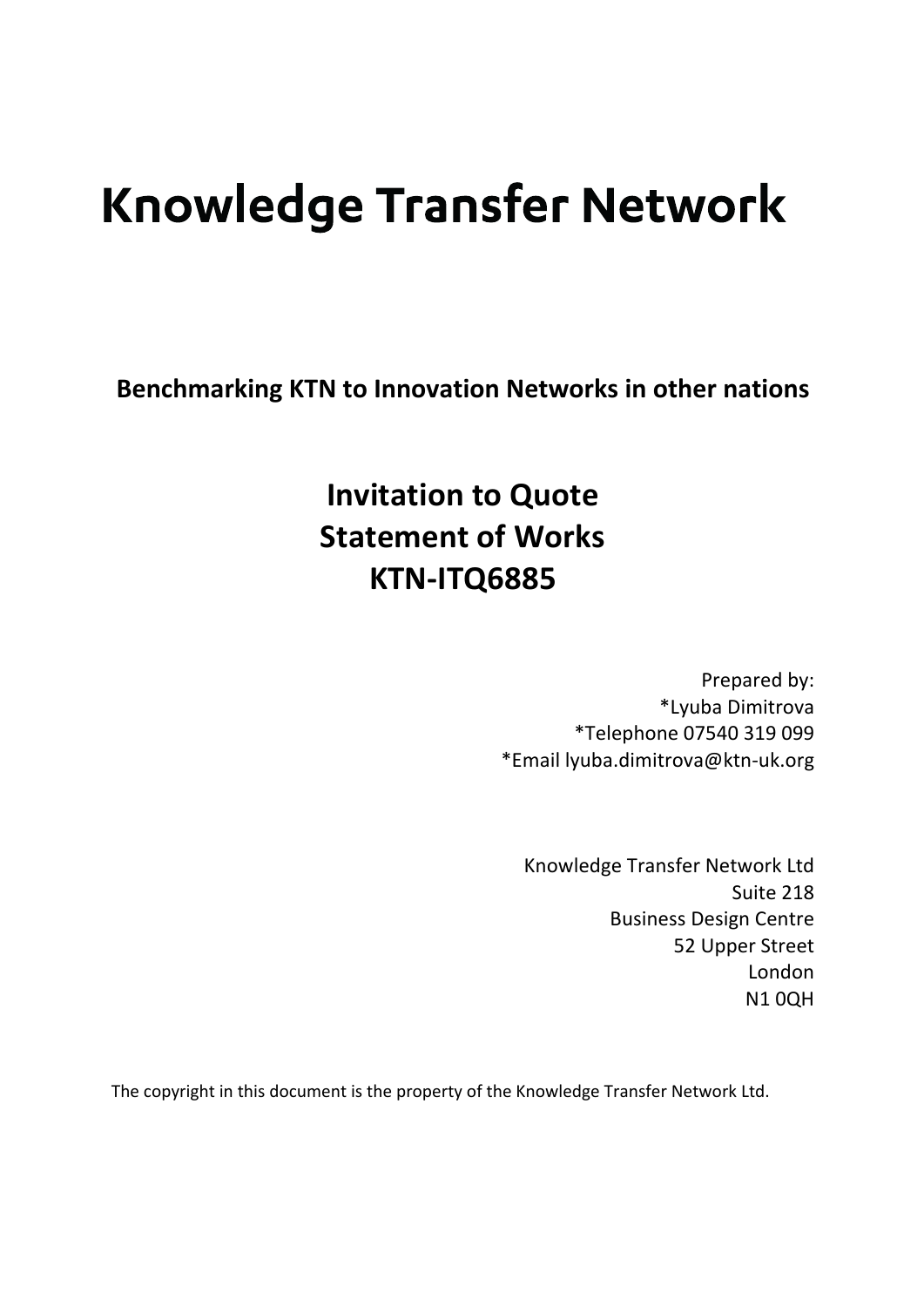# Knowledge Transfer Network

**Benchmarking KTN to Innovation Networks in other nations**

## Invitation to Quote
## Statement of Works
## KTN-ITQ6885

Prepared by:
*Lyuba Dimitrova
*Telephone 07540 319 099
*Email lyuba.dimitrova@ktn-uk.org

Knowledge Transfer Network Ltd
Suite 218
Business Design Centre
52 Upper Street
London
N1 0QH

The copyright in this document is the property of the Knowledge Transfer Network Ltd.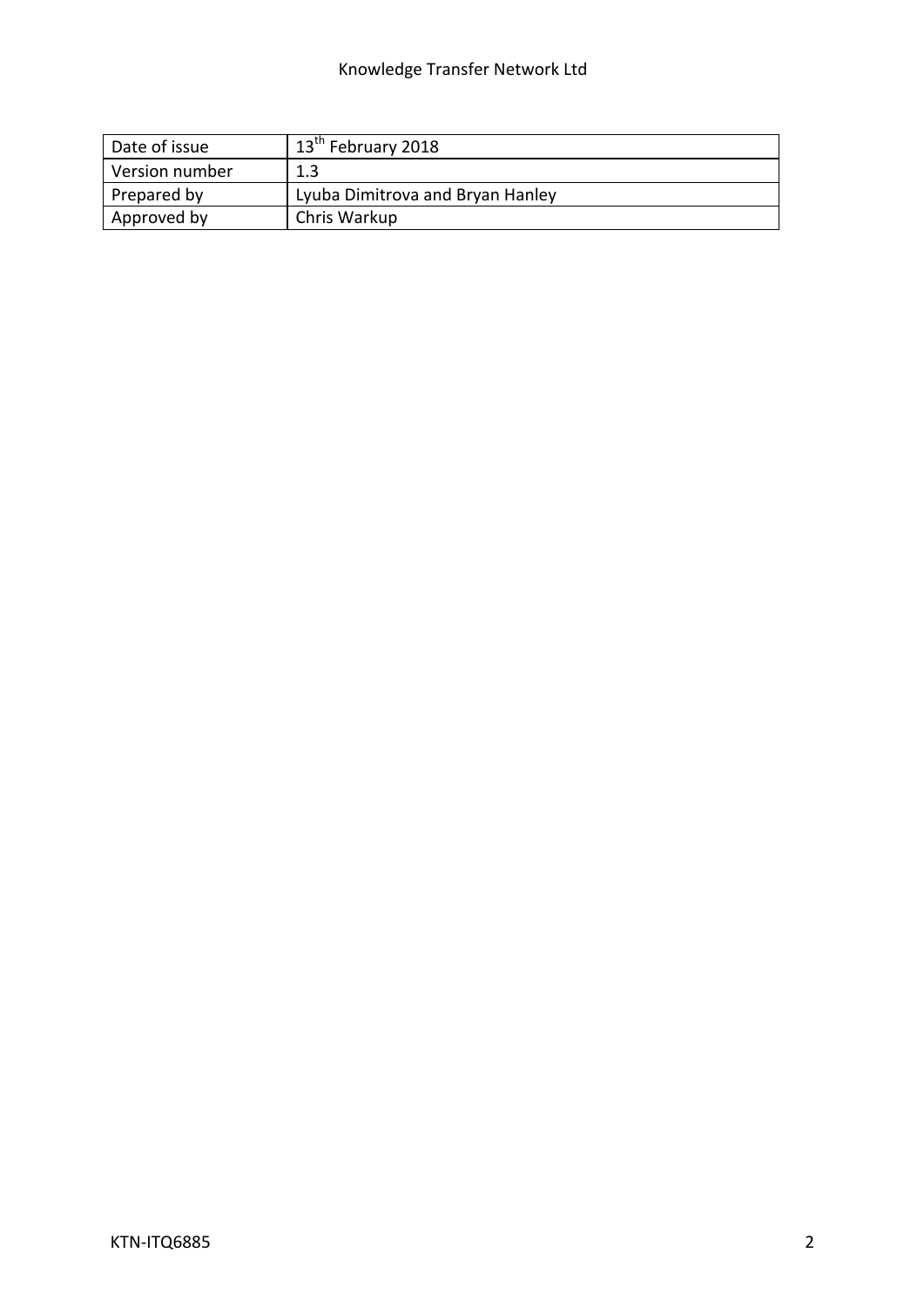| Date of issue | 13th February 2018 |
| --- | --- |
| Version number | 1.3 |
| Prepared by | Lyuba Dimitrova and Bryan Hanley |
| Approved by | Chris Warkup |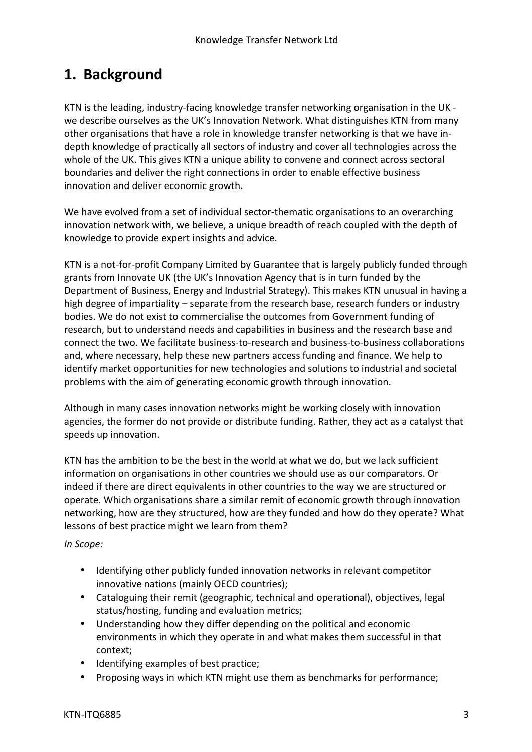# 1. Background

KTN is the leading, industry-facing knowledge transfer networking organisation in the UK - we describe ourselves as the UK's Innovation Network. What distinguishes KTN from many other organisations that have a role in knowledge transfer networking is that we have in-depth knowledge of practically all sectors of industry and cover all technologies across the whole of the UK. This gives KTN a unique ability to convene and connect across sectoral boundaries and deliver the right connections in order to enable effective business innovation and deliver economic growth.

We have evolved from a set of individual sector-thematic organisations to an overarching innovation network with, we believe, a unique breadth of reach coupled with the depth of knowledge to provide expert insights and advice.

KTN is a not-for-profit Company Limited by Guarantee that is largely publicly funded through grants from Innovate UK (the UK's Innovation Agency that is in turn funded by the Department of Business, Energy and Industrial Strategy). This makes KTN unusual in having a high degree of impartiality – separate from the research base, research funders or industry bodies. We do not exist to commercialise the outcomes from Government funding of research, but to understand needs and capabilities in business and the research base and connect the two. We facilitate business-to-research and business-to-business collaborations and, where necessary, help these new partners access funding and finance. We help to identify market opportunities for new technologies and solutions to industrial and societal problems with the aim of generating economic growth through innovation.

Although in many cases innovation networks might be working closely with innovation agencies, the former do not provide or distribute funding. Rather, they act as a catalyst that speeds up innovation.

KTN has the ambition to be the best in the world at what we do, but we lack sufficient information on organisations in other countries we should use as our comparators. Or indeed if there are direct equivalents in other countries to the way we are structured or operate. Which organisations share a similar remit of economic growth through innovation networking, how are they structured, how are they funded and how do they operate? What lessons of best practice might we learn from them?

*In Scope:*

- Identifying other publicly funded innovation networks in relevant competitor innovative nations (mainly OECD countries);
- Cataloguing their remit (geographic, technical and operational), objectives, legal status/hosting, funding and evaluation metrics;
- Understanding how they differ depending on the political and economic environments in which they operate in and what makes them successful in that context;
- Identifying examples of best practice;
- Proposing ways in which KTN might use them as benchmarks for performance;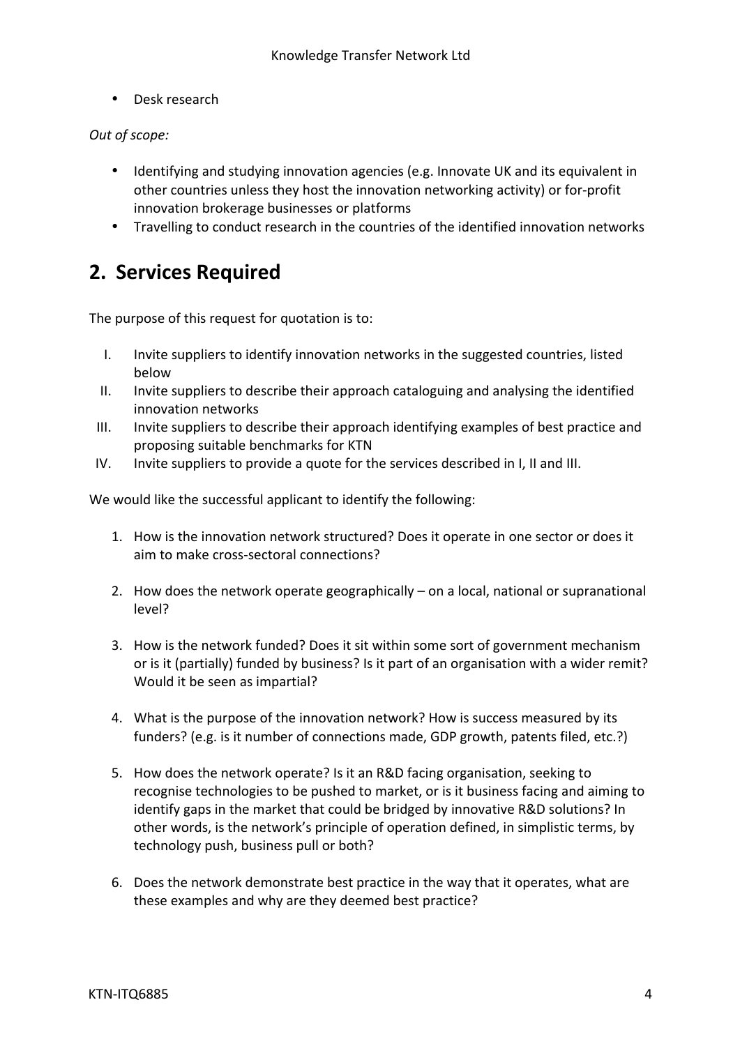- Desk research

*Out of scope:*

- Identifying and studying innovation agencies (e.g. Innovate UK and its equivalent in other countries unless they host the innovation networking activity) or for-profit innovation brokerage businesses or platforms
- Travelling to conduct research in the countries of the identified innovation networks

# 2. Services Required

The purpose of this request for quotation is to:

I. Invite suppliers to identify innovation networks in the suggested countries, listed below
II. Invite suppliers to describe their approach cataloguing and analysing the identified innovation networks
III. Invite suppliers to describe their approach identifying examples of best practice and proposing suitable benchmarks for KTN
IV. Invite suppliers to provide a quote for the services described in I, II and III.

We would like the successful applicant to identify the following:

1. How is the innovation network structured? Does it operate in one sector or does it aim to make cross-sectoral connections?

2. How does the network operate geographically – on a local, national or supranational level?

3. How is the network funded? Does it sit within some sort of government mechanism or is it (partially) funded by business? Is it part of an organisation with a wider remit? Would it be seen as impartial?

4. What is the purpose of the innovation network? How is success measured by its funders? (e.g. is it number of connections made, GDP growth, patents filed, etc.?)

5. How does the network operate? Is it an R&D facing organisation, seeking to recognise technologies to be pushed to market, or is it business facing and aiming to identify gaps in the market that could be bridged by innovative R&D solutions? In other words, is the network's principle of operation defined, in simplistic terms, by technology push, business pull or both?

6. Does the network demonstrate best practice in the way that it operates, what are these examples and why are they deemed best practice?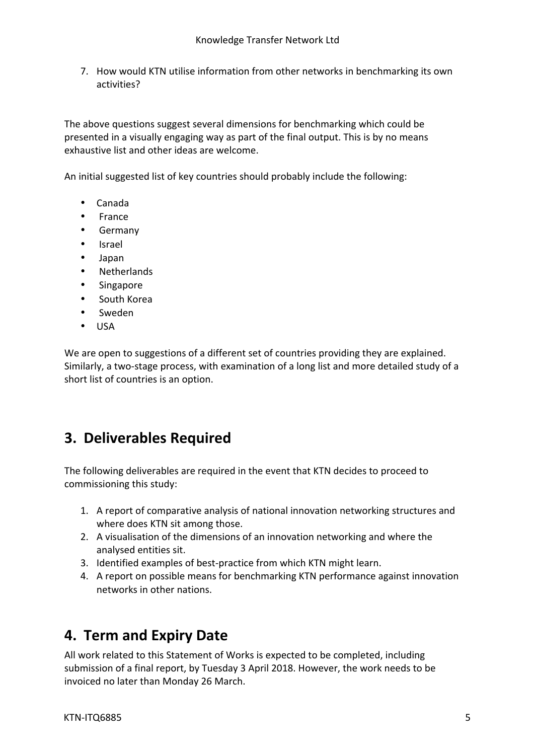7. How would KTN utilise information from other networks in benchmarking its own activities?

The above questions suggest several dimensions for benchmarking which could be presented in a visually engaging way as part of the final output. This is by no means exhaustive list and other ideas are welcome.

An initial suggested list of key countries should probably include the following:

- Canada
- France
- Germany
- Israel
- Japan
- Netherlands
- Singapore
- South Korea
- Sweden
- USA

We are open to suggestions of a different set of countries providing they are explained. Similarly, a two-stage process, with examination of a long list and more detailed study of a short list of countries is an option.

## 3. Deliverables Required

The following deliverables are required in the event that KTN decides to proceed to commissioning this study:

1. A report of comparative analysis of national innovation networking structures and where does KTN sit among those.
2. A visualisation of the dimensions of an innovation networking and where the analysed entities sit.
3. Identified examples of best-practice from which KTN might learn.
4. A report on possible means for benchmarking KTN performance against innovation networks in other nations.

## 4. Term and Expiry Date

All work related to this Statement of Works is expected to be completed, including submission of a final report, by Tuesday 3 April 2018. However, the work needs to be invoiced no later than Monday 26 March.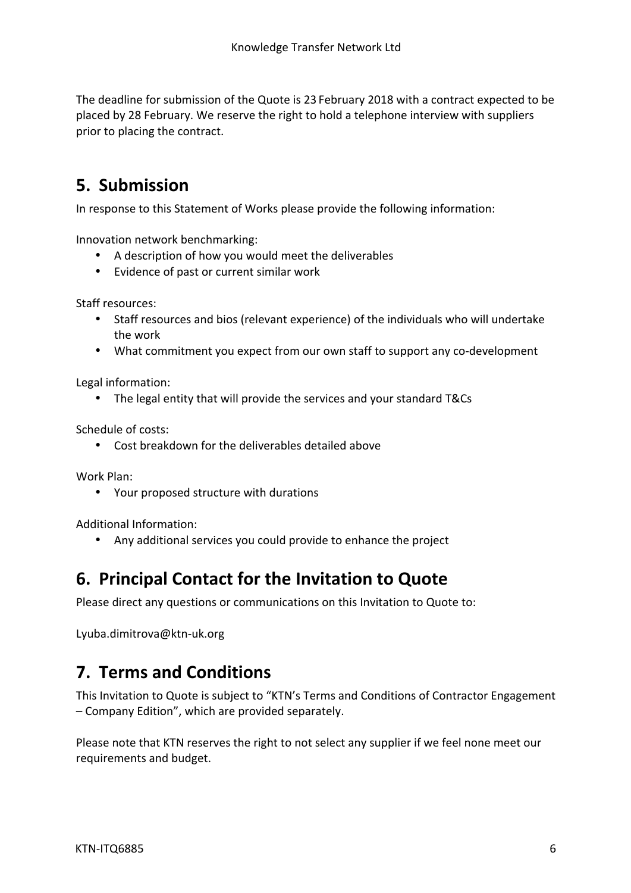The deadline for submission of the Quote is 23 February 2018 with a contract expected to be placed by 28 February. We reserve the right to hold a telephone interview with suppliers prior to placing the contract.

## 5. Submission

In response to this Statement of Works please provide the following information:

Innovation network benchmarking:

- A description of how you would meet the deliverables
- Evidence of past or current similar work

Staff resources:

- Staff resources and bios (relevant experience) of the individuals who will undertake the work
- What commitment you expect from our own staff to support any co-development

Legal information:

- The legal entity that will provide the services and your standard T&Cs

Schedule of costs:

- Cost breakdown for the deliverables detailed above

Work Plan:

- Your proposed structure with durations

Additional Information:

- Any additional services you could provide to enhance the project

## 6. Principal Contact for the Invitation to Quote

Please direct any questions or communications on this Invitation to Quote to:

Lyuba.dimitrova@ktn-uk.org

## 7. Terms and Conditions

This Invitation to Quote is subject to "KTN's Terms and Conditions of Contractor Engagement – Company Edition", which are provided separately.

Please note that KTN reserves the right to not select any supplier if we feel none meet our requirements and budget.